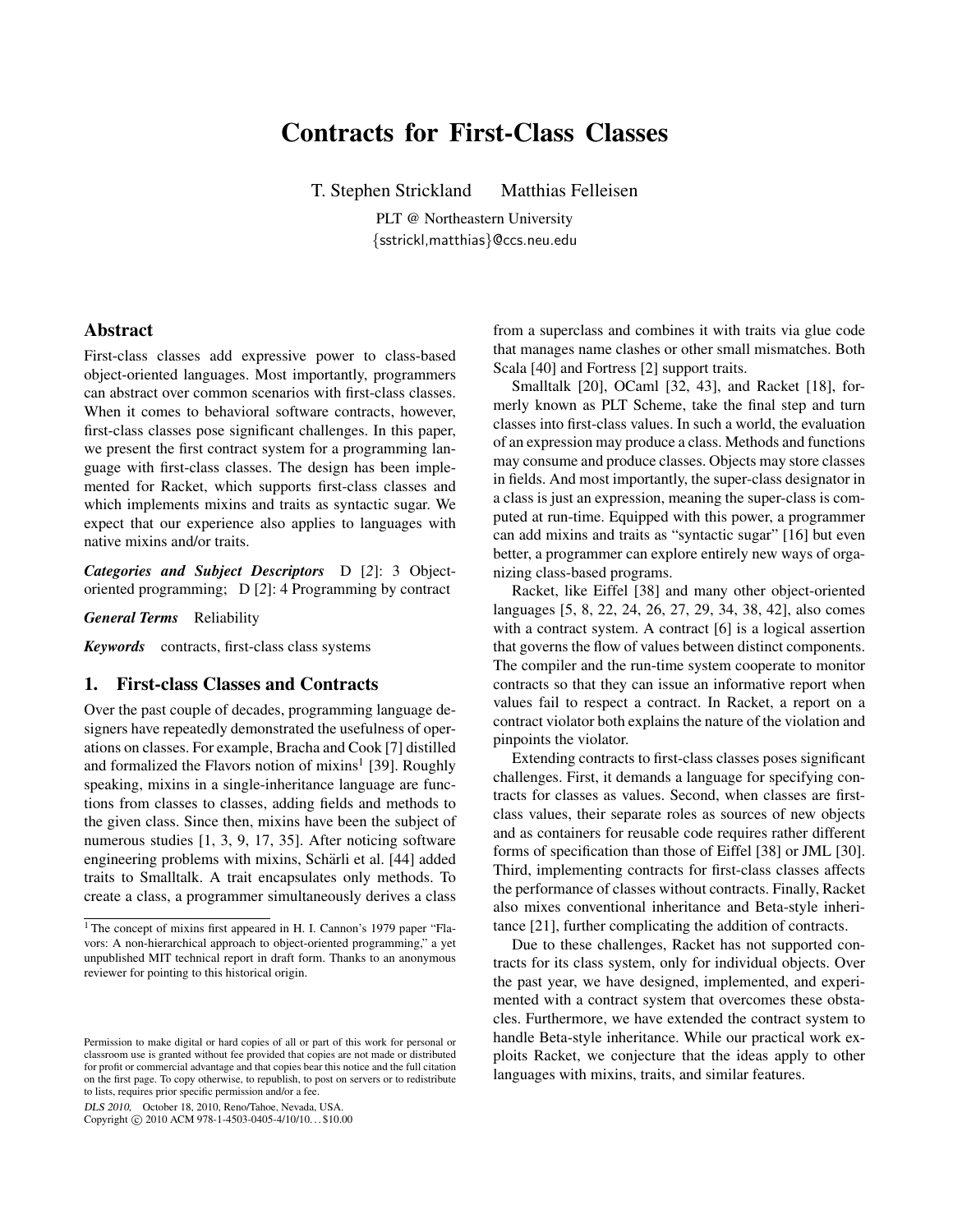# Contracts for First-Class Classes

T. Stephen Strickland    Matthias Felleisen

PLT @ Northeastern University
{sstrickl,matthias}@ccs.neu.edu

## Abstract

First-class classes add expressive power to class-based object-oriented languages. Most importantly, programmers can abstract over common scenarios with first-class classes. When it comes to behavioral software contracts, however, first-class classes pose significant challenges. In this paper, we present the first contract system for a programming language with first-class classes. The design has been implemented for Racket, which supports first-class classes and which implements mixins and traits as syntactic sugar. We expect that our experience also applies to languages with native mixins and/or traits.

***Categories and Subject Descriptors*** D [*2*]: 3 Object-oriented programming; D [*2*]: 4 Programming by contract

***General Terms*** Reliability

***Keywords*** contracts, first-class class systems

## 1. First-class Classes and Contracts

Over the past couple of decades, programming language designers have repeatedly demonstrated the usefulness of operations on classes. For example, Bracha and Cook [7] distilled and formalized the Flavors notion of mixins[1] [39]. Roughly speaking, mixins in a single-inheritance language are functions from classes to classes, adding fields and methods to the given class. Since then, mixins have been the subject of numerous studies [1, 3, 9, 17, 35]. After noticing software engineering problems with mixins, Schärli et al. [44] added traits to Smalltalk. A trait encapsulates only methods. To create a class, a programmer simultaneously derives a class from a superclass and combines it with traits via glue code that manages name clashes or other small mismatches. Both Scala [40] and Fortress [2] support traits.

Smalltalk [20], OCaml [32, 43], and Racket [18], formerly known as PLT Scheme, take the final step and turn classes into first-class values. In such a world, the evaluation of an expression may produce a class. Methods and functions may consume and produce classes. Objects may store classes in fields. And most importantly, the super-class designator in a class is just an expression, meaning the super-class is computed at run-time. Equipped with this power, a programmer can add mixins and traits as "syntactic sugar" [16] but even better, a programmer can explore entirely new ways of organizing class-based programs.

Racket, like Eiffel [38] and many other object-oriented languages [5, 8, 22, 24, 26, 27, 29, 34, 38, 42], also comes with a contract system. A contract [6] is a logical assertion that governs the flow of values between distinct components. The compiler and the run-time system cooperate to monitor contracts so that they can issue an informative report when values fail to respect a contract. In Racket, a report on a contract violator both explains the nature of the violation and pinpoints the violator.

Extending contracts to first-class classes poses significant challenges. First, it demands a language for specifying contracts for classes as values. Second, when classes are first-class values, their separate roles as sources of new objects and as containers for reusable code requires rather different forms of specification than those of Eiffel [38] or JML [30]. Third, implementing contracts for first-class classes affects the performance of classes without contracts. Finally, Racket also mixes conventional inheritance and Beta-style inheritance [21], further complicating the addition of contracts.

Due to these challenges, Racket has not supported contracts for its class system, only for individual objects. Over the past year, we have designed, implemented, and experimented with a contract system that overcomes these obstacles. Furthermore, we have extended the contract system to handle Beta-style inheritance. While our practical work exploits Racket, we conjecture that the ideas apply to other languages with mixins, traits, and similar features.

[1] The concept of mixins first appeared in H. I. Cannon's 1979 paper "Flavors: A non-hierarchical approach to object-oriented programming," a yet unpublished MIT technical report in draft form. Thanks to an anonymous reviewer for pointing to this historical origin.

Permission to make digital or hard copies of all or part of this work for personal or classroom use is granted without fee provided that copies are not made or distributed for profit or commercial advantage and that copies bear this notice and the full citation on the first page. To copy otherwise, to republish, to post on servers or to redistribute to lists, requires prior specific permission and/or a fee.

*DLS 2010,* October 18, 2010, Reno/Tahoe, Nevada, USA.
Copyright © 2010 ACM 978-1-4503-0405-4/10/10. . . $10.00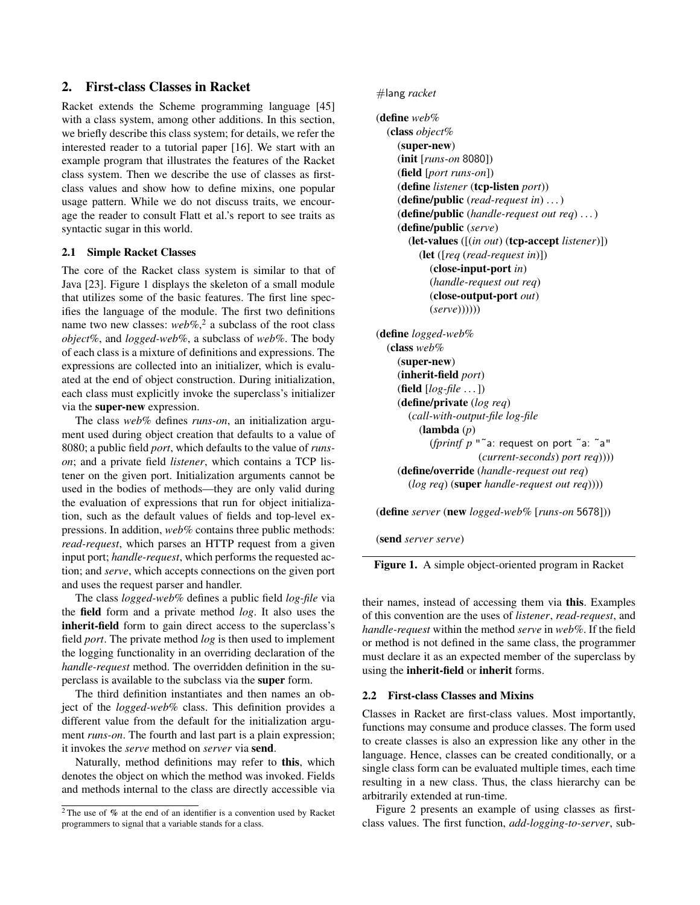## 2. First-class Classes in Racket

Racket extends the Scheme programming language [45] with a class system, among other additions. In this section, we briefly describe this class system; for details, we refer the interested reader to a tutorial paper [16]. We start with an example program that illustrates the features of the Racket class system. Then we describe the use of classes as first-class values and show how to define mixins, one popular usage pattern. While we do not discuss traits, we encourage the reader to consult Flatt et al.'s report to see traits as syntactic sugar in this world.

### 2.1 Simple Racket Classes

The core of the Racket class system is similar to that of Java [23]. Figure 1 displays the skeleton of a small module that utilizes some of the basic features. The first line specifies the language of the module. The first two definitions name two new classes: *web%*,[2] a subclass of the root class *object%*, and *logged-web%*, a subclass of *web%*. The body of each class is a mixture of definitions and expressions. The expressions are collected into an initializer, which is evaluated at the end of object construction. During initialization, each class must explicitly invoke the superclass's initializer via the **super-new** expression.

The class *web%* defines *runs-on*, an initialization argument used during object creation that defaults to a value of 8080; a public field *port*, which defaults to the value of *runs-on*; and a private field *listener*, which contains a TCP listener on the given port. Initialization arguments cannot be used in the bodies of methods—they are only valid during the evaluation of expressions that run for object initialization, such as the default values of fields and top-level expressions. In addition, *web%* contains three public methods: *read-request*, which parses an HTTP request from a given input port; *handle-request*, which performs the requested action; and *serve*, which accepts connections on the given port and uses the request parser and handler.

The class *logged-web%* defines a public field *log-file* via the **field** form and a private method *log*. It also uses the **inherit-field** form to gain direct access to the superclass's field *port*. The private method *log* is then used to implement the logging functionality in an overriding declaration of the *handle-request* method. The overridden definition in the superclass is available to the subclass via the **super** form.

The third definition instantiates and then names an object of the *logged-web%* class. This definition provides a different value from the default for the initialization argument *runs-on*. The fourth and last part is a plain expression; it invokes the *serve* method on *server* via **send**.

Naturally, method definitions may refer to **this**, which denotes the object on which the method was invoked. Fields and methods internal to the class are directly accessible via their names, instead of accessing them via **this**. Examples of this convention are the uses of *listener*, *read-request*, and *handle-request* within the method *serve* in *web%*. If the field or method is not defined in the same class, the programmer must declare it as an expected member of the superclass by using the **inherit-field** or **inherit** forms.

```
#lang racket

(define web%
  (class object%
    (super-new)
    (init [runs-on 8080])
    (field [port runs-on])
    (define listener (tcp-listen port))
    (define/public (read-request in) ...)
    (define/public (handle-request out req) ...)
    (define/public (serve)
      (let-values ([(in out) (tcp-accept listener)])
        (let ([req (read-request in)])
          (close-input-port in)
          (handle-request out req)
          (close-output-port out)
          (serve))))))

(define logged-web%
  (class web%
    (super-new)
    (inherit-field port)
    (field [log-file ...])
    (define/private (log req)
      (call-with-output-file log-file
        (lambda (p)
          (fprintf p "~a: request on port ~a: ~a"
                   (current-seconds) port req))))
    (define/override (handle-request out req)
      (log req) (super handle-request out req))))

(define server (new logged-web% [runs-on 5678]))

(send server serve)
```

**Figure 1.** A simple object-oriented program in Racket

### 2.2 First-class Classes and Mixins

Classes in Racket are first-class values. Most importantly, functions may consume and produce classes. The form used to create classes is also an expression like any other in the language. Hence, classes can be created conditionally, or a single class form can be evaluated multiple times, each time resulting in a new class. Thus, the class hierarchy can be arbitrarily extended at run-time.

Figure 2 presents an example of using classes as first-class values. The first function, *add-logging-to-server*, sub-

[2] The use of % at the end of an identifier is a convention used by Racket programmers to signal that a variable stands for a class.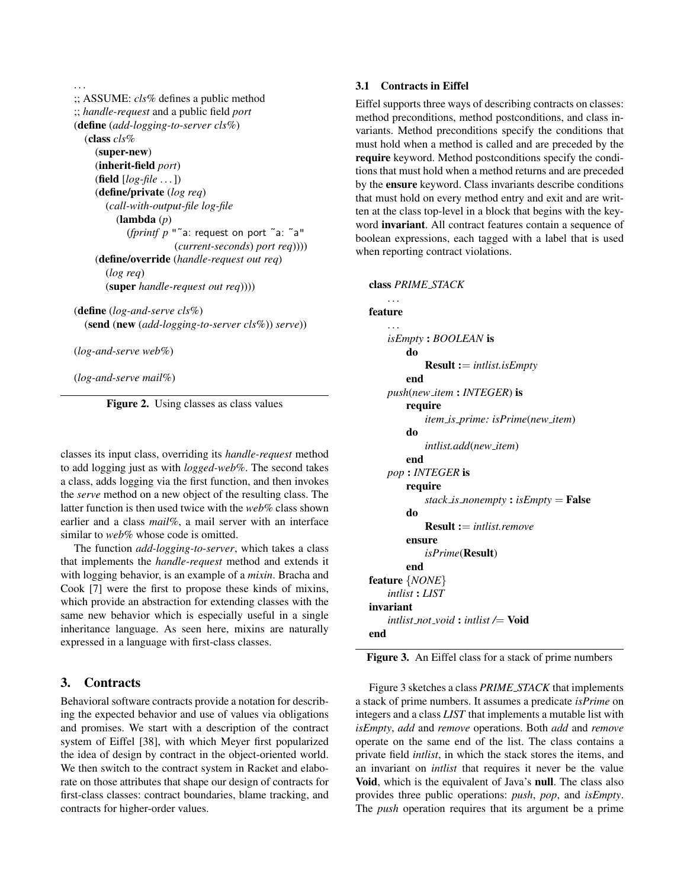```
...
;; ASSUME: cls% defines a public method
;; handle-request and a public field port
(define (add-logging-to-server cls%)
  (class cls%
    (super-new)
    (inherit-field port)
    (field [log-file ...])
    (define/private (log req)
      (call-with-output-file log-file
        (lambda (p)
          (fprintf p "~a: request on port ~a: ~a"
                   (current-seconds) port req))))
    (define/override (handle-request out req)
      (log req)
      (super handle-request out req))))

(define (log-and-serve cls%)
  (send (new (add-logging-to-server cls%)) serve))

(log-and-serve web%)

(log-and-serve mail%)
```

**Figure 2.** Using classes as class values

classes its input class, overriding its *handle-request* method to add logging just as with *logged-web%*. The second takes a class, adds logging via the first function, and then invokes the *serve* method on a new object of the resulting class. The latter function is then used twice with the *web%* class shown earlier and a class *mail%*, a mail server with an interface similar to *web%* whose code is omitted.

The function *add-logging-to-server*, which takes a class that implements the *handle-request* method and extends it with logging behavior, is an example of a *mixin*. Bracha and Cook [7] were the first to propose these kinds of mixins, which provide an abstraction for extending classes with the same new behavior which is especially useful in a single inheritance language. As seen here, mixins are naturally expressed in a language with first-class classes.

## 3. Contracts

Behavioral software contracts provide a notation for describing the expected behavior and use of values via obligations and promises. We start with a description of the contract system of Eiffel [38], with which Meyer first popularized the idea of design by contract in the object-oriented world. We then switch to the contract system in Racket and elaborate on those attributes that shape our design of contracts for first-class classes: contract boundaries, blame tracking, and contracts for higher-order values.

### 3.1 Contracts in Eiffel

Eiffel supports three ways of describing contracts on classes: method preconditions, method postconditions, and class invariants. Method preconditions specify the conditions that must hold when a method is called and are preceded by the **require** keyword. Method postconditions specify the conditions that must hold when a method returns and are preceded by the **ensure** keyword. Class invariants describe conditions that must hold on every method entry and exit and are written at the class top-level in a block that begins with the keyword **invariant**. All contract features contain a sequence of boolean expressions, each tagged with a label that is used when reporting contract violations.

```
class PRIME_STACK
    ...
feature
    ...
    isEmpty : BOOLEAN is
        do
            Result := intlist.isEmpty
        end
    push(new_item : INTEGER) is
        require
            item_is_prime: isPrime(new_item)
        do
            intlist.add(new_item)
        end
    pop : INTEGER is
        require
            stack_is_nonempty : isEmpty = False
        do
            Result := intlist.remove
        ensure
            isPrime(Result)
        end
feature {NONE}
    intlist : LIST
invariant
    intlist_not_void : intlist /= Void
end
```

**Figure 3.** An Eiffel class for a stack of prime numbers

Figure 3 sketches a class *PRIME_STACK* that implements a stack of prime numbers. It assumes a predicate *isPrime* on integers and a class *LIST* that implements a mutable list with *isEmpty*, *add* and *remove* operations. Both *add* and *remove* operate on the same end of the list. The class contains a private field *intlist*, in which the stack stores the items, and an invariant on *intlist* that requires it never be the value **Void**, which is the equivalent of Java's **null**. The class also provides three public operations: *push*, *pop*, and *isEmpty*. The *push* operation requires that its argument be a prime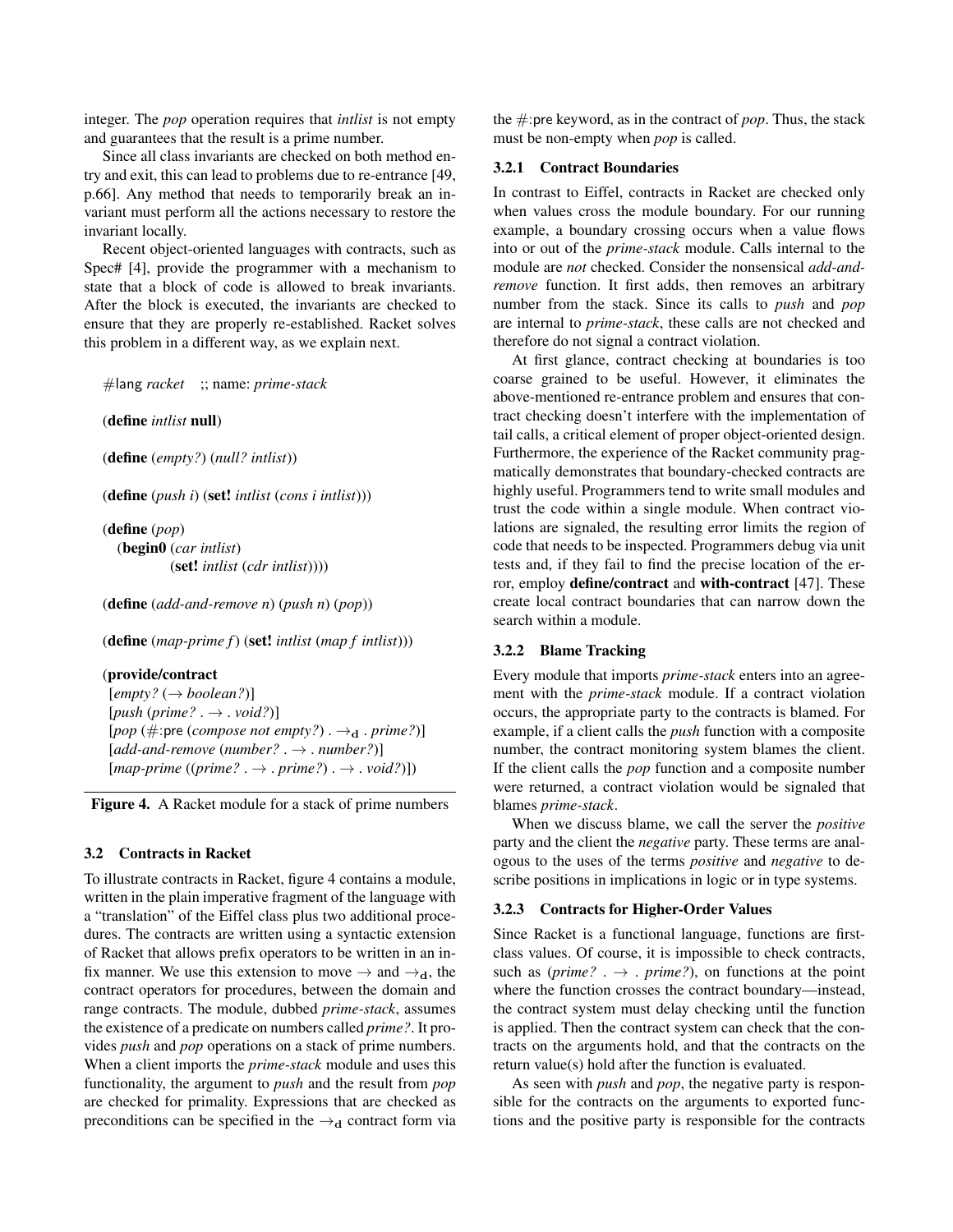integer. The *pop* operation requires that *intlist* is not empty and guarantees that the result is a prime number.

Since all class invariants are checked on both method entry and exit, this can lead to problems due to re-entrance [49, p.66]. Any method that needs to temporarily break an invariant must perform all the actions necessary to restore the invariant locally.

Recent object-oriented languages with contracts, such as Spec# [4], provide the programmer with a mechanism to state that a block of code is allowed to break invariants. After the block is executed, the invariants are checked to ensure that they are properly re-established. Racket solves this problem in a different way, as we explain next.

```
#lang racket    ;; name: prime-stack

(define intlist null)

(define (empty?) (null? intlist))

(define (push i) (set! intlist (cons i intlist)))

(define (pop)
  (begin0 (car intlist)
          (set! intlist (cdr intlist))))

(define (add-and-remove n) (push n) (pop))

(define (map-prime f) (set! intlist (map f intlist)))

(provide/contract
 [empty? (→ boolean?)]
 [push (prime? . → . void?)]
 [pop (#:pre (compose not empty?) . →d . prime?)]
 [add-and-remove (number? . → . number?)]
 [map-prime ((prime? . → . prime?) . → . void?)])
```

**Figure 4.** A Racket module for a stack of prime numbers

### 3.2 Contracts in Racket

To illustrate contracts in Racket, figure 4 contains a module, written in the plain imperative fragment of the language with a "translation" of the Eiffel class plus two additional procedures. The contracts are written using a syntactic extension of Racket that allows prefix operators to be written in an infix manner. We use this extension to move $\rightarrow$ and $\rightarrow_{\mathbf{d}}$, the contract operators for procedures, between the domain and range contracts. The module, dubbed *prime-stack*, assumes the existence of a predicate on numbers called *prime?*. It provides *push* and *pop* operations on a stack of prime numbers. When a client imports the *prime-stack* module and uses this functionality, the argument to *push* and the result from *pop* are checked for primality. Expressions that are checked as preconditions can be specified in the $\rightarrow_{\mathbf{d}}$ contract form via the #:pre keyword, as in the contract of *pop*. Thus, the stack must be non-empty when *pop* is called.

#### 3.2.1 Contract Boundaries

In contrast to Eiffel, contracts in Racket are checked only when values cross the module boundary. For our running example, a boundary crossing occurs when a value flows into or out of the *prime-stack* module. Calls internal to the module are *not* checked. Consider the nonsensical *add-and-remove* function. It first adds, then removes an arbitrary number from the stack. Since its calls to *push* and *pop* are internal to *prime-stack*, these calls are not checked and therefore do not signal a contract violation.

At first glance, contract checking at boundaries is too coarse grained to be useful. However, it eliminates the above-mentioned re-entrance problem and ensures that contract checking doesn't interfere with the implementation of tail calls, a critical element of proper object-oriented design. Furthermore, the experience of the Racket community pragmatically demonstrates that boundary-checked contracts are highly useful. Programmers tend to write small modules and trust the code within a single module. When contract violations are signaled, the resulting error limits the region of code that needs to be inspected. Programmers debug via unit tests and, if they fail to find the precise location of the error, employ **define/contract** and **with-contract** [47]. These create local contract boundaries that can narrow down the search within a module.

#### 3.2.2 Blame Tracking

Every module that imports *prime-stack* enters into an agreement with the *prime-stack* module. If a contract violation occurs, the appropriate party to the contracts is blamed. For example, if a client calls the *push* function with a composite number, the contract monitoring system blames the client. If the client calls the *pop* function and a composite number were returned, a contract violation would be signaled that blames *prime-stack*.

When we discuss blame, we call the server the *positive* party and the client the *negative* party. These terms are analogous to the uses of the terms *positive* and *negative* to describe positions in implications in logic or in type systems.

#### 3.2.3 Contracts for Higher-Order Values

Since Racket is a functional language, functions are first-class values. Of course, it is impossible to check contracts, such as (*prime?* . $\rightarrow$ . *prime?*), on functions at the point where the function crosses the contract boundary—instead, the contract system must delay checking until the function is applied. Then the contract system can check that the contracts on the arguments hold, and that the contracts on the return value(s) hold after the function is evaluated.

As seen with *push* and *pop*, the negative party is responsible for the contracts on the arguments to exported functions and the positive party is responsible for the contracts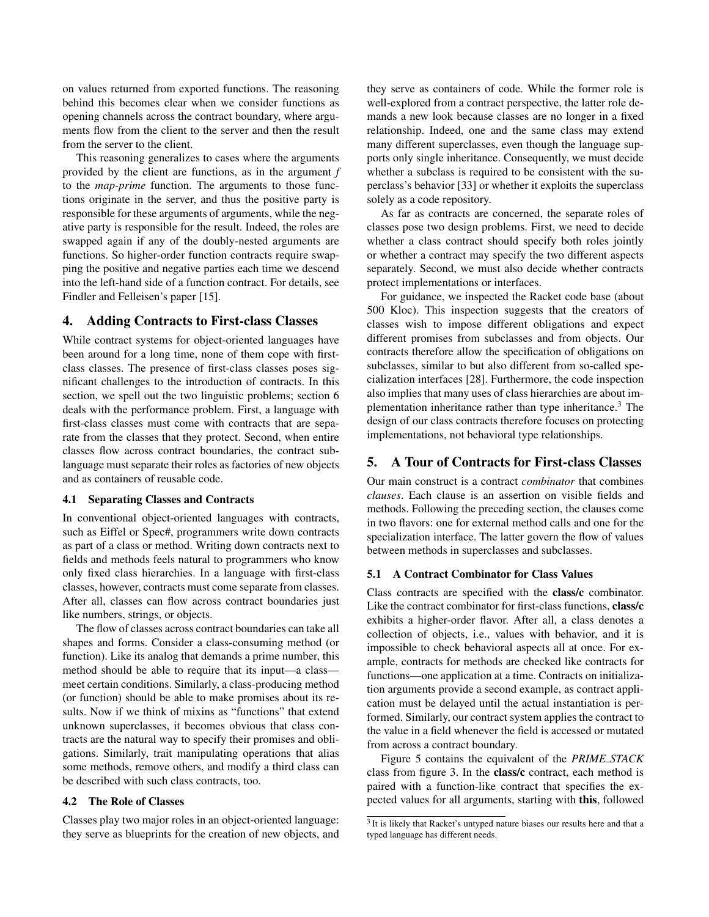on values returned from exported functions. The reasoning behind this becomes clear when we consider functions as opening channels across the contract boundary, where arguments flow from the client to the server and then the result from the server to the client.

This reasoning generalizes to cases where the arguments provided by the client are functions, as in the argument *f* to the *map-prime* function. The arguments to those functions originate in the server, and thus the positive party is responsible for these arguments of arguments, while the negative party is responsible for the result. Indeed, the roles are swapped again if any of the doubly-nested arguments are functions. So higher-order function contracts require swapping the positive and negative parties each time we descend into the left-hand side of a function contract. For details, see Findler and Felleisen's paper [15].

## 4. Adding Contracts to First-class Classes

While contract systems for object-oriented languages have been around for a long time, none of them cope with first-class classes. The presence of first-class classes poses significant challenges to the introduction of contracts. In this section, we spell out the two linguistic problems; section 6 deals with the performance problem. First, a language with first-class classes must come with contracts that are separate from the classes that they protect. Second, when entire classes flow across contract boundaries, the contract sublanguage must separate their roles as factories of new objects and as containers of reusable code.

### 4.1 Separating Classes and Contracts

In conventional object-oriented languages with contracts, such as Eiffel or Spec#, programmers write down contracts as part of a class or method. Writing down contracts next to fields and methods feels natural to programmers who know only fixed class hierarchies. In a language with first-class classes, however, contracts must come separate from classes. After all, classes can flow across contract boundaries just like numbers, strings, or objects.

The flow of classes across contract boundaries can take all shapes and forms. Consider a class-consuming method (or function). Like its analog that demands a prime number, this method should be able to require that its input—a class—meet certain conditions. Similarly, a class-producing method (or function) should be able to make promises about its results. Now if we think of mixins as "functions" that extend unknown superclasses, it becomes obvious that class contracts are the natural way to specify their promises and obligations. Similarly, trait manipulating operations that alias some methods, remove others, and modify a third class can be described with such class contracts, too.

### 4.2 The Role of Classes

Classes play two major roles in an object-oriented language: they serve as blueprints for the creation of new objects, and they serve as containers of code. While the former role is well-explored from a contract perspective, the latter role demands a new look because classes are no longer in a fixed relationship. Indeed, one and the same class may extend many different superclasses, even though the language supports only single inheritance. Consequently, we must decide whether a subclass is required to be consistent with the superclass's behavior [33] or whether it exploits the superclass solely as a code repository.

As far as contracts are concerned, the separate roles of classes pose two design problems. First, we need to decide whether a class contract should specify both roles jointly or whether a contract may specify the two different aspects separately. Second, we must also decide whether contracts protect implementations or interfaces.

For guidance, we inspected the Racket code base (about 500 Kloc). This inspection suggests that the creators of classes wish to impose different obligations and expect different promises from subclasses and from objects. Our contracts therefore allow the specification of obligations on subclasses, similar to but also different from so-called specialization interfaces [28]. Furthermore, the code inspection also implies that many uses of class hierarchies are about implementation inheritance rather than type inheritance.[3] The design of our class contracts therefore focuses on protecting implementations, not behavioral type relationships.

## 5. A Tour of Contracts for First-class Classes

Our main construct is a contract *combinator* that combines *clauses*. Each clause is an assertion on visible fields and methods. Following the preceding section, the clauses come in two flavors: one for external method calls and one for the specialization interface. The latter govern the flow of values between methods in superclasses and subclasses.

### 5.1 A Contract Combinator for Class Values

Class contracts are specified with the **class/c** combinator. Like the contract combinator for first-class functions, **class/c** exhibits a higher-order flavor. After all, a class denotes a collection of objects, i.e., values with behavior, and it is impossible to check behavioral aspects all at once. For example, contracts for methods are checked like contracts for functions—one application at a time. Contracts on initialization arguments provide a second example, as contract application must be delayed until the actual instantiation is performed. Similarly, our contract system applies the contract to the value in a field whenever the field is accessed or mutated from across a contract boundary.

Figure 5 contains the equivalent of the *PRIME_STACK* class from figure 3. In the **class/c** contract, each method is paired with a function-like contract that specifies the expected values for all arguments, starting with **this**, followed

[3] It is likely that Racket's untyped nature biases our results here and that a typed language has different needs.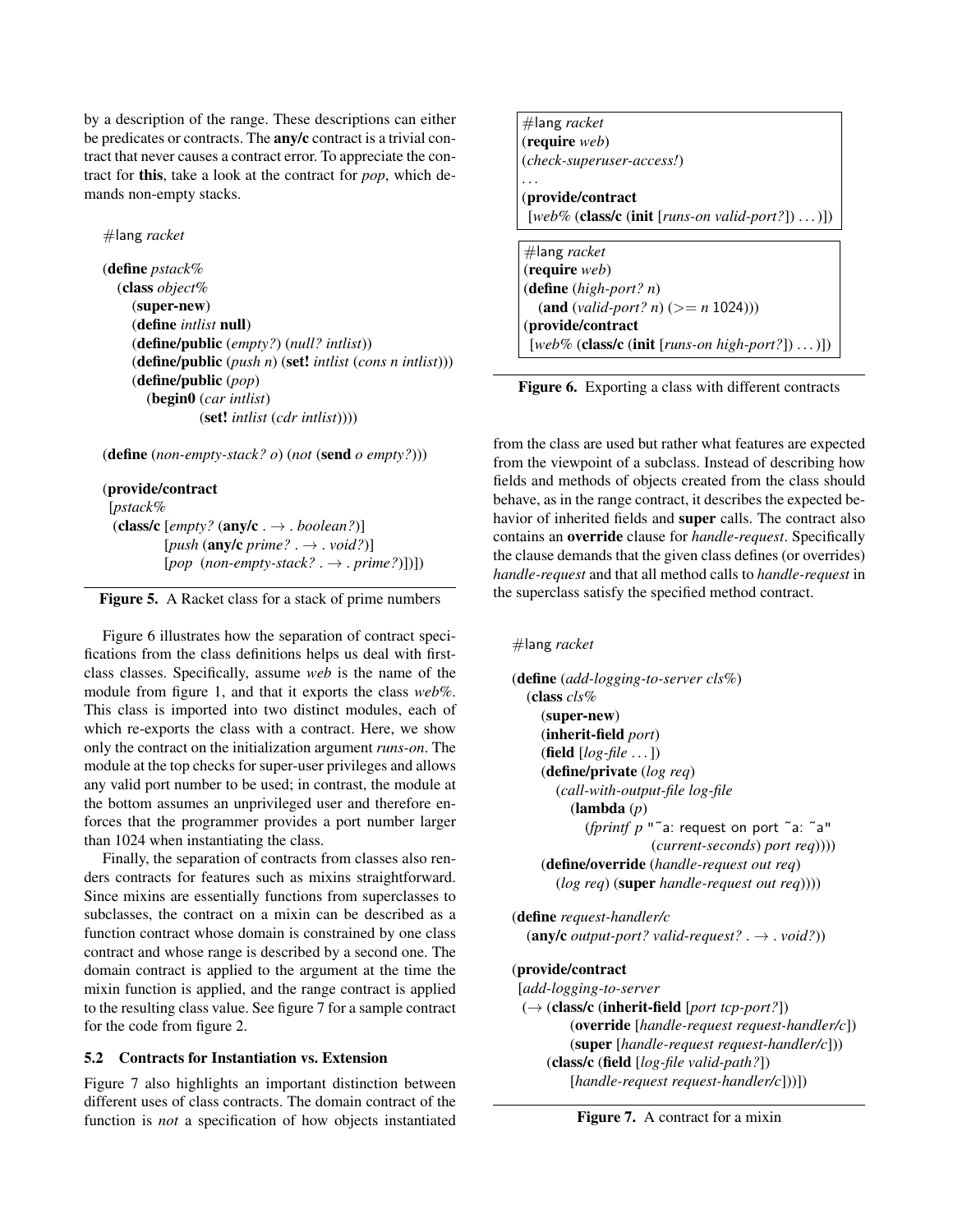by a description of the range. These descriptions can either be predicates or contracts. The **any/c** contract is a trivial contract that never causes a contract error. To appreciate the contract for **this**, take a look at the contract for *pop*, which demands non-empty stacks.

```
#lang racket

(define pstack%
  (class object%
    (super-new)
    (define intlist null)
    (define/public (empty?) (null? intlist))
    (define/public (push n) (set! intlist (cons n intlist)))
    (define/public (pop)
      (begin0 (car intlist)
              (set! intlist (cdr intlist))))

(define (non-empty-stack? o) (not (send o empty?)))

(provide/contract
 [pstack%
  (class/c [empty? (any/c . → . boolean?)]
           [push (any/c prime? . → . void?)]
           [pop  (non-empty-stack? . → . prime?)])])
```

**Figure 5.** A Racket class for a stack of prime numbers

Figure 6 illustrates how the separation of contract specifications from the class definitions helps us deal with first-class classes. Specifically, assume *web* is the name of the module from figure 1, and that it exports the class *web%*. This class is imported into two distinct modules, each of which re-exports the class with a contract. Here, we show only the contract on the initialization argument *runs-on*. The module at the top checks for super-user privileges and allows any valid port number to be used; in contrast, the module at the bottom assumes an unprivileged user and therefore enforces that the programmer provides a port number larger than 1024 when instantiating the class.

Finally, the separation of contracts from classes also renders contracts for features such as mixins straightforward. Since mixins are essentially functions from superclasses to subclasses, the contract on a mixin can be described as a function contract whose domain is constrained by one class contract and whose range is described by a second one. The domain contract is applied to the argument at the time the mixin function is applied, and the range contract is applied to the resulting class value. See figure 7 for a sample contract for the code from figure 2.

```
#lang racket
(require web)
(check-superuser-access!)
...
(provide/contract
 [web% (class/c (init [runs-on valid-port?]) ...)])
```

```
#lang racket
(require web)
(define (high-port? n)
  (and (valid-port? n) (>= n 1024)))
(provide/contract
 [web% (class/c (init [runs-on high-port?]) ...)])
```

**Figure 6.** Exporting a class with different contracts

### 5.2 Contracts for Instantiation vs. Extension

Figure 7 also highlights an important distinction between different uses of class contracts. The domain contract of the function is *not* a specification of how objects instantiated from the class are used but rather what features are expected from the viewpoint of a subclass. Instead of describing how fields and methods of objects created from the class should behave, as in the range contract, it describes the expected behavior of inherited fields and **super** calls. The contract also contains an **override** clause for *handle-request*. Specifically the clause demands that the given class defines (or overrides) *handle-request* and that all method calls to *handle-request* in the superclass satisfy the specified method contract.

```
#lang racket

(define (add-logging-to-server cls%)
  (class cls%
    (super-new)
    (inherit-field port)
    (field [log-file ...])
    (define/private (log req)
      (call-with-output-file log-file
        (lambda (p)
          (fprintf p "~a: request on port ~a: ~a"
                   (current-seconds) port req))))
    (define/override (handle-request out req)
      (log req) (super handle-request out req))))

(define request-handler/c
  (any/c output-port? valid-request? . → . void?))

(provide/contract
 [add-logging-to-server
  (→ (class/c (inherit-field [port tcp-port?])
              (override [handle-request request-handler/c])
              (super [handle-request request-handler/c]))
     (class/c (field [log-file valid-path?])
              [handle-request request-handler/c]))])
```

**Figure 7.** A contract for a mixin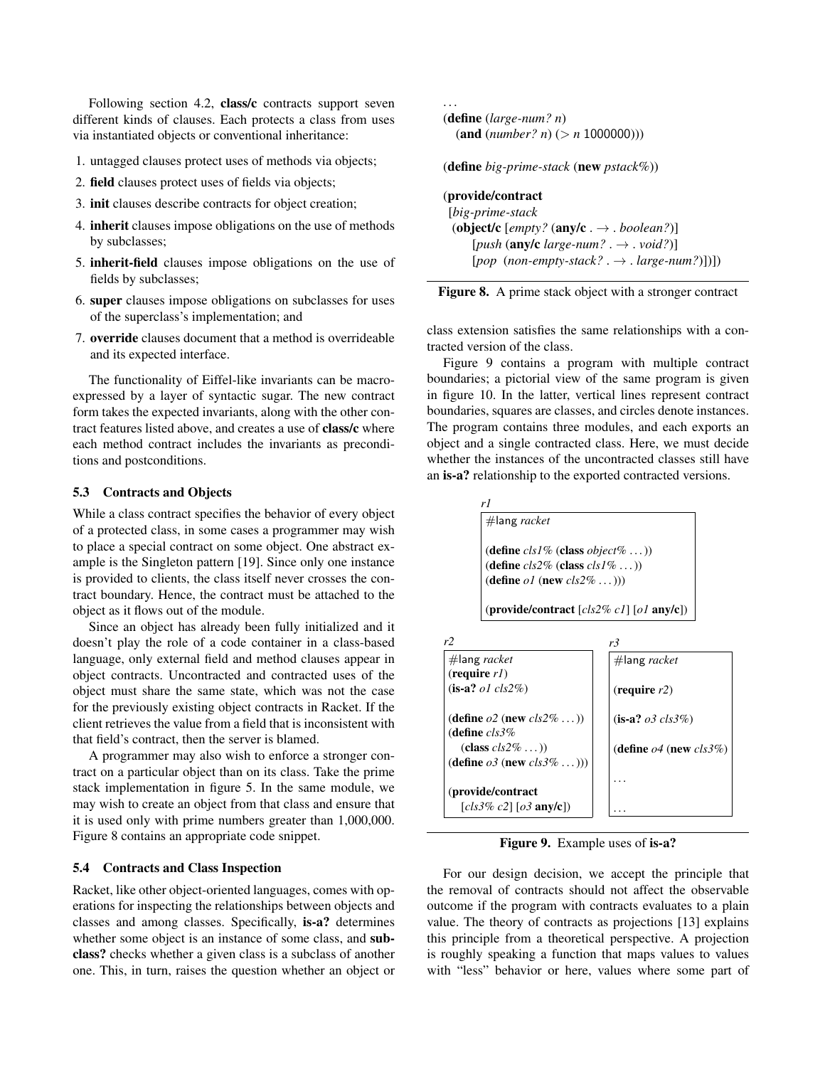Following section 4.2, **class/c** contracts support seven different kinds of clauses. Each protects a class from uses via instantiated objects or conventional inheritance:

1. untagged clauses protect uses of methods via objects;
2. **field** clauses protect uses of fields via objects;
3. **init** clauses describe contracts for object creation;
4. **inherit** clauses impose obligations on the use of methods by subclasses;
5. **inherit-field** clauses impose obligations on the use of fields by subclasses;
6. **super** clauses impose obligations on subclasses for uses of the superclass's implementation; and
7. **override** clauses document that a method is overrideable and its expected interface.

The functionality of Eiffel-like invariants can be macro-expressed by a layer of syntactic sugar. The new contract form takes the expected invariants, along with the other contract features listed above, and creates a use of **class/c** where each method contract includes the invariants as preconditions and postconditions.

### 5.3 Contracts and Objects

While a class contract specifies the behavior of every object of a protected class, in some cases a programmer may wish to place a special contract on some object. One abstract example is the Singleton pattern [19]. Since only one instance is provided to clients, the class itself never crosses the contract boundary. Hence, the contract must be attached to the object as it flows out of the module.

Since an object has already been fully initialized and it doesn't play the role of a code container in a class-based language, only external field and method clauses appear in object contracts. Uncontracted and contracted uses of the object must share the same state, which was not the case for the previously existing object contracts in Racket. If the client retrieves the value from a field that is inconsistent with that field's contract, then the server is blamed.

A programmer may also wish to enforce a stronger contract on a particular object than on its class. Take the prime stack implementation in figure 5. In the same module, we may wish to create an object from that class and ensure that it is used only with prime numbers greater than 1,000,000. Figure 8 contains an appropriate code snippet.

```
...
(define (large-num? n)
  (and (number? n) (> n 1000000)))

(define big-prime-stack (new pstack%))

(provide/contract
 [big-prime-stack
  (object/c [empty? (any/c . → . boolean?)]
            [push (any/c large-num? . → . void?)]
            [pop  (non-empty-stack? . → . large-num?)])])
```

**Figure 8.** A prime stack object with a stronger contract

### 5.4 Contracts and Class Inspection

Racket, like other object-oriented languages, comes with operations for inspecting the relationships between objects and classes and among classes. Specifically, **is-a?** determines whether some object is an instance of some class, and **subclass?** checks whether a given class is a subclass of another one. This, in turn, raises the question whether an object or class extension satisfies the same relationships with a contracted version of the class.

Figure 9 contains a program with multiple contract boundaries; a pictorial view of the same program is given in figure 10. In the latter, vertical lines represent contract boundaries, squares are classes, and circles denote instances. The program contains three modules, and each exports an object and a single contracted class. Here, we must decide whether the instances of the uncontracted classes still have an **is-a?** relationship to the exported contracted versions.

*r1*
```
#lang racket

(define cls1% (class object% ...))
(define cls2% (class cls1% ...))
(define o1 (new cls2% ...))

(provide/contract [cls2% c1] [o1 any/c])
```

*r2*
```
#lang racket
(require r1)
(is-a? o1 cls2%)

(define o2 (new cls2% ...))
(define cls3%
  (class cls2% ...))
(define o3 (new cls3% ...))

(provide/contract
  [cls3% c2] [o3 any/c])
```

*r3*
```
#lang racket

(require r2)

(is-a? o3 cls3%)

(define o4 (new cls3%)

...

...
```

**Figure 9.** Example uses of **is-a?**

For our design decision, we accept the principle that the removal of contracts should not affect the observable outcome if the program with contracts evaluates to a plain value. The theory of contracts as projections [13] explains this principle from a theoretical perspective. A projection is roughly speaking a function that maps values to values with "less" behavior or here, values where some part of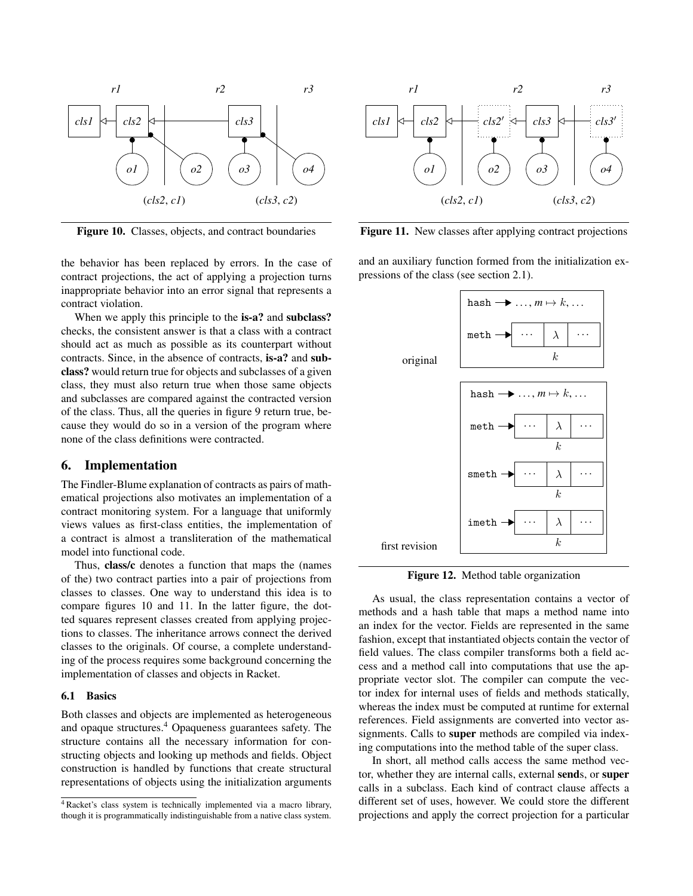Figure 10. Classes, objects, and contract boundaries

Figure 11. New classes after applying contract projections

the behavior has been replaced by errors. In the case of contract projections, the act of applying a projection turns inappropriate behavior into an error signal that represents a contract violation.

When we apply this principle to the **is-a?** and **subclass?** checks, the consistent answer is that a class with a contract should act as much as possible as its counterpart without contracts. Since, in the absence of contracts, **is-a?** and **subclass?** would return true for objects and subclasses of a given class, they must also return true when those same objects and subclasses are compared against the contracted version of the class. Thus, all the queries in figure 9 return true, because they would do so in a version of the program where none of the class definitions were contracted.

## 6. Implementation

The Findler-Blume explanation of contracts as pairs of mathematical projections also motivates an implementation of a contract monitoring system. For a language that uniformly views values as first-class entities, the implementation of a contract is almost a transliteration of the mathematical model into functional code.

Thus, **class/c** denotes a function that maps the (names of the) two contract parties into a pair of projections from classes to classes. One way to understand this idea is to compare figures 10 and 11. In the latter figure, the dotted squares represent classes created from applying projections to classes. The inheritance arrows connect the derived classes to the originals. Of course, a complete understanding of the process requires some background concerning the implementation of classes and objects in Racket.

### 6.1 Basics

Both classes and objects are implemented as heterogeneous and opaque structures.[4] Opaqueness guarantees safety. The structure contains all the necessary information for constructing objects and looking up methods and fields. Object construction is handled by functions that create structural representations of objects using the initialization arguments and an auxiliary function formed from the initialization expressions of the class (see section 2.1).

Figure 12. Method table organization

As usual, the class representation contains a vector of methods and a hash table that maps a method name into an index for the vector. Fields are represented in the same fashion, except that instantiated objects contain the vector of field values. The class compiler transforms both a field access and a method call into computations that use the appropriate vector slot. The compiler can compute the vector index for internal uses of fields and methods statically, whereas the index must be computed at runtime for external references. Field assignments are converted into vector assignments. Calls to **super** methods are compiled via indexing computations into the method table of the super class.

In short, all method calls access the same method vector, whether they are internal calls, external **send**s, or **super** calls in a subclass. Each kind of contract clause affects a different set of uses, however. We could store the different projections and apply the correct projection for a particular

[4] Racket's class system is technically implemented via a macro library, though it is programmatically indistinguishable from a native class system.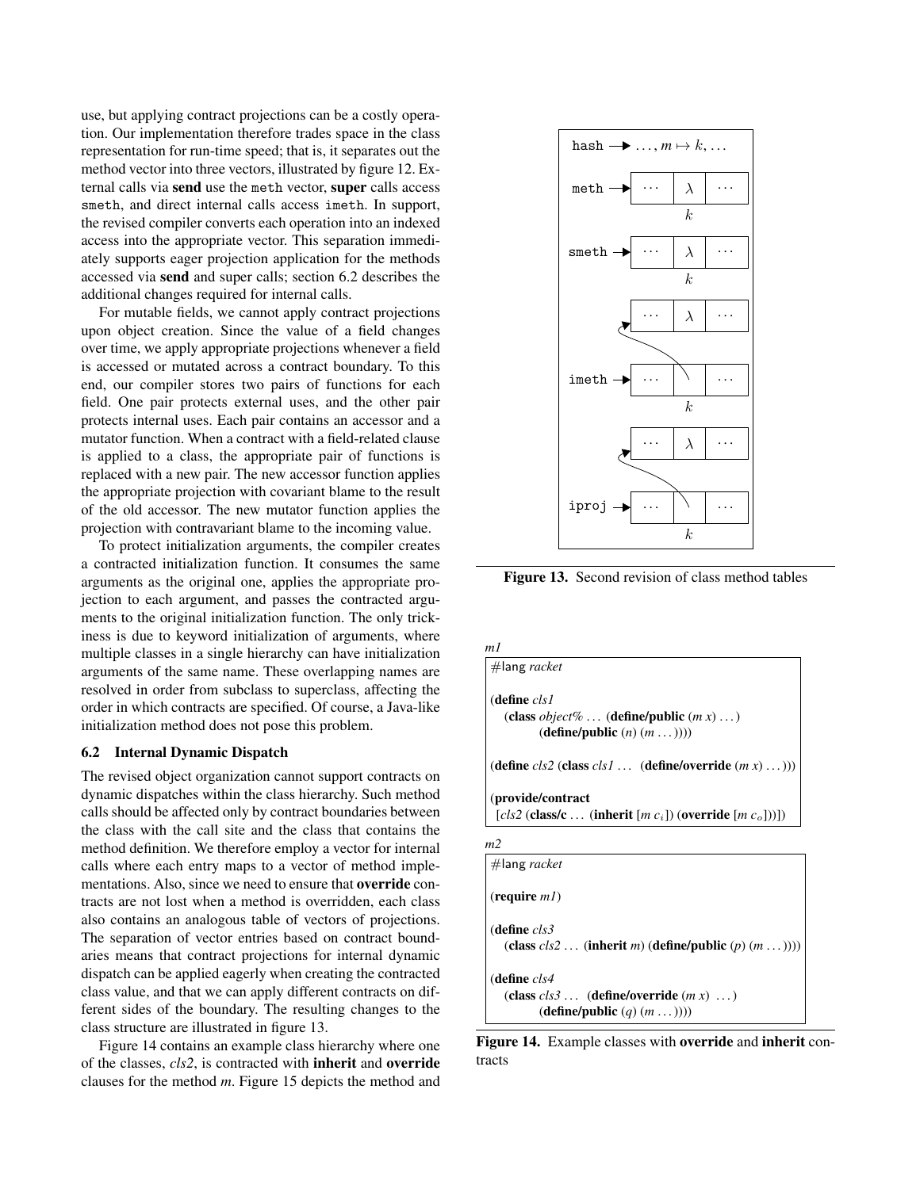use, but applying contract projections can be a costly operation. Our implementation therefore trades space in the class representation for run-time speed; that is, it separates out the method vector into three vectors, illustrated by figure 12. External calls via **send** use the `meth` vector, **super** calls access `smeth`, and direct internal calls access `imeth`. In support, the revised compiler converts each operation into an indexed access into the appropriate vector. This separation immediately supports eager projection application for the methods accessed via **send** and super calls; section 6.2 describes the additional changes required for internal calls.

For mutable fields, we cannot apply contract projections upon object creation. Since the value of a field changes over time, we apply appropriate projections whenever a field is accessed or mutated across a contract boundary. To this end, our compiler stores two pairs of functions for each field. One pair protects external uses, and the other pair protects internal uses. Each pair contains an accessor and a mutator function. When a contract with a field-related clause is applied to a class, the appropriate pair of functions is replaced with a new pair. The new accessor function applies the appropriate projection with covariant blame to the result of the old accessor. The new mutator function applies the projection with contravariant blame to the incoming value.

To protect initialization arguments, the compiler creates a contracted initialization function. It consumes the same arguments as the original one, applies the appropriate projection to each argument, and passes the contracted arguments to the original initialization function. The only trickiness is due to keyword initialization of arguments, where multiple classes in a single hierarchy can have initialization arguments of the same name. These overlapping names are resolved in order from subclass to superclass, affecting the order in which contracts are specified. Of course, a Java-like initialization method does not pose this problem.

### 6.2 Internal Dynamic Dispatch

The revised object organization cannot support contracts on dynamic dispatches within the class hierarchy. Such method calls should be affected only by contract boundaries between the class with the call site and the class that contains the method definition. We therefore employ a vector for internal calls where each entry maps to a vector of method implementations. Also, since we need to ensure that **override** contracts are not lost when a method is overridden, each class also contains an analogous table of vectors of projections. The separation of vector entries based on contract boundaries means that contract projections for internal dynamic dispatch can be applied eagerly when creating the contracted class value, and that we can apply different contracts on different sides of the boundary. The resulting changes to the class structure are illustrated in figure 13.

Figure 14 contains an example class hierarchy where one of the classes, *cls2*, is contracted with **inherit** and **override** clauses for the method *m*. Figure 15 depicts the method and

```
hash → ..., m ↦ k, ...
meth  → [ ... | λ | ... ]   (index k)
smeth → [ ... | λ | ... ]   (index k)
imeth → [ ... | • | ... ]   (index k) → [ ... | λ | ... ]
iproj → [ ... | • | ... ]   (index k) → [ ... | λ | ... ]
```

**Figure 13.** Second revision of class method tables

*m1*

```
#lang racket

(define cls1
  (class object% ... (define/public (m x) ...)
         (define/public (n) (m ...))))

(define cls2 (class cls1 ...  (define/override (m x) ...)))

(provide/contract
 [cls2 (class/c ... (inherit [m c_i]) (override [m c_o]))])
```

*m2*

```
#lang racket

(require m1)

(define cls3
  (class cls2 ... (inherit m) (define/public (p) (m ...))))

(define cls4
  (class cls3 ...  (define/override (m x)  ...)
         (define/public (q) (m ...))))
```

**Figure 14.** Example classes with **override** and **inherit** contracts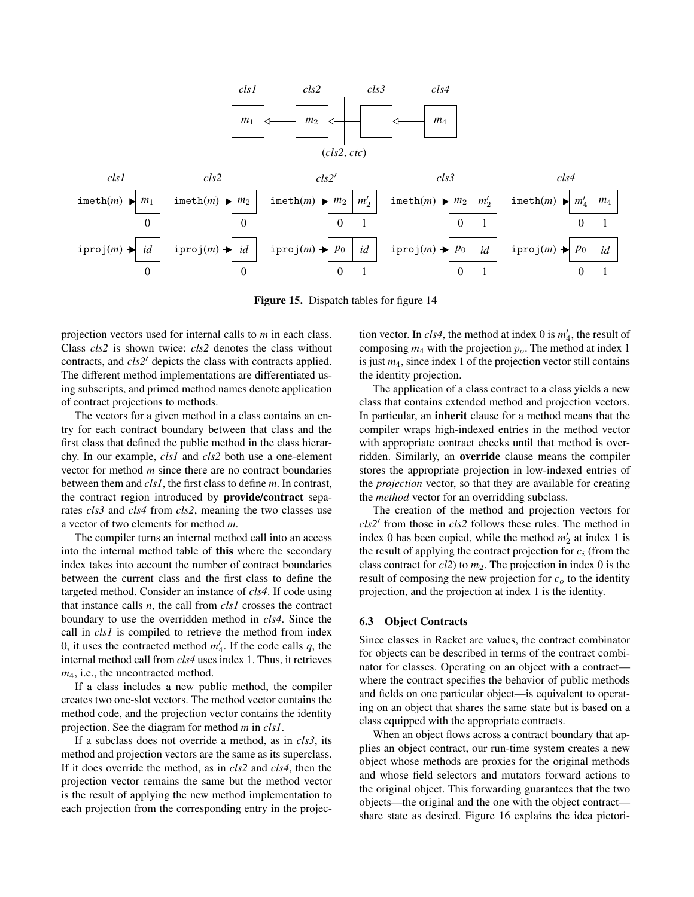**Figure 15.** Dispatch tables for figure 14

projection vectors used for internal calls to *m* in each class. Class *cls2* is shown twice: *cls2* denotes the class without contracts, and *cls2′* depicts the class with contracts applied. The different method implementations are differentiated using subscripts, and primed method names denote application of contract projections to methods.

The vectors for a given method in a class contains an entry for each contract boundary between that class and the first class that defined the public method in the class hierarchy. In our example, *cls1* and *cls2* both use a one-element vector for method *m* since there are no contract boundaries between them and *cls1*, the first class to define *m*. In contrast, the contract region introduced by **provide/contract** separates *cls3* and *cls4* from *cls2*, meaning the two classes use a vector of two elements for method *m*.

The compiler turns an internal method call into an access into the internal method table of **this** where the secondary index takes into account the number of contract boundaries between the current class and the first class to define the targeted method. Consider an instance of *cls4*. If code using that instance calls *n*, the call from *cls1* crosses the contract boundary to use the overridden method in *cls4*. Since the call in *cls1* is compiled to retrieve the method from index 0, it uses the contracted method $m'_4$. If the code calls *q*, the internal method call from *cls4* uses index 1. Thus, it retrieves $m_4$, i.e., the uncontracted method.

If a class includes a new public method, the compiler creates two one-slot vectors. The method vector contains the method code, and the projection vector contains the identity projection. See the diagram for method *m* in *cls1*.

If a subclass does not override a method, as in *cls3*, its method and projection vectors are the same as its superclass. If it does override the method, as in *cls2* and *cls4*, then the projection vector remains the same but the method vector is the result of applying the new method implementation to each projection from the corresponding entry in the projection vector. In *cls4*, the method at index 0 is $m'_4$, the result of composing $m_4$ with the projection $p_o$. The method at index 1 is just $m_4$, since index 1 of the projection vector still contains the identity projection.

The application of a class contract to a class yields a new class that contains extended method and projection vectors. In particular, an **inherit** clause for a method means that the compiler wraps high-indexed entries in the method vector with appropriate contract checks until that method is overridden. Similarly, an **override** clause means the compiler stores the appropriate projection in low-indexed entries of the *projection* vector, so that they are available for creating the *method* vector for an overridding subclass.

The creation of the method and projection vectors for *cls2′* from those in *cls2* follows these rules. The method in index 0 has been copied, while the method $m'_2$ at index 1 is the result of applying the contract projection for $c_i$ (from the class contract for *cl2*) to $m_2$. The projection in index 0 is the result of composing the new projection for $c_o$ to the identity projection, and the projection at index 1 is the identity.

### 6.3 Object Contracts

Since classes in Racket are values, the contract combinator for objects can be described in terms of the contract combinator for classes. Operating on an object with a contract—where the contract specifies the behavior of public methods and fields on one particular object—is equivalent to operating on an object that shares the same state but is based on a class equipped with the appropriate contracts.

When an object flows across a contract boundary that applies an object contract, our run-time system creates a new object whose methods are proxies for the original methods and whose field selectors and mutators forward actions to the original object. This forwarding guarantees that the two objects—the original and the one with the object contract—share state as desired. Figure 16 explains the idea pictori-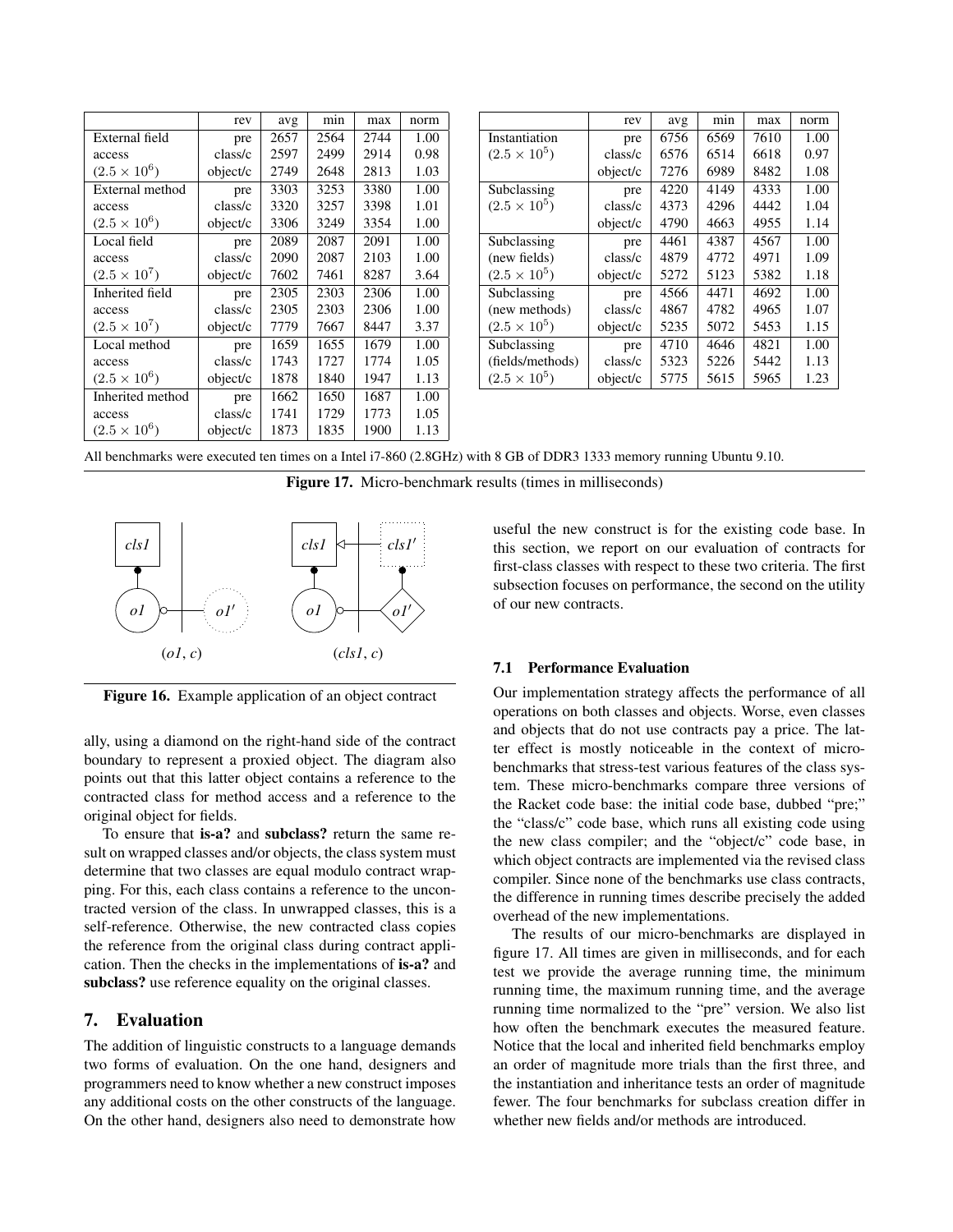| | rev | avg | min | max | norm |
|---|---|---|---|---|---|
| External field | pre | 2657 | 2564 | 2744 | 1.00 |
| access | class/c | 2597 | 2499 | 2914 | 0.98 |
| $(2.5 \times 10^6)$ | object/c | 2749 | 2648 | 2813 | 1.03 |
| External method | pre | 3303 | 3253 | 3380 | 1.00 |
| access | class/c | 3320 | 3257 | 3398 | 1.01 |
| $(2.5 \times 10^6)$ | object/c | 3306 | 3249 | 3354 | 1.00 |
| Local field | pre | 2089 | 2087 | 2091 | 1.00 |
| access | class/c | 2090 | 2087 | 2103 | 1.00 |
| $(2.5 \times 10^7)$ | object/c | 7602 | 7461 | 8287 | 3.64 |
| Inherited field | pre | 2305 | 2303 | 2306 | 1.00 |
| access | class/c | 2305 | 2303 | 2306 | 1.00 |
| $(2.5 \times 10^7)$ | object/c | 7779 | 7667 | 8447 | 3.37 |
| Local method | pre | 1659 | 1655 | 1679 | 1.00 |
| access | class/c | 1743 | 1727 | 1774 | 1.05 |
| $(2.5 \times 10^6)$ | object/c | 1878 | 1840 | 1947 | 1.13 |
| Inherited method | pre | 1662 | 1650 | 1687 | 1.00 |
| access | class/c | 1741 | 1729 | 1773 | 1.05 |
| $(2.5 \times 10^6)$ | object/c | 1873 | 1835 | 1900 | 1.13 |

| | rev | avg | min | max | norm |
|---|---|---|---|---|---|
| Instantiation | pre | 6756 | 6569 | 7610 | 1.00 |
| $(2.5 \times 10^5)$ | class/c | 6576 | 6514 | 6618 | 0.97 |
| | object/c | 7276 | 6989 | 8482 | 1.08 |
| Subclassing | pre | 4220 | 4149 | 4333 | 1.00 |
| $(2.5 \times 10^5)$ | class/c | 4373 | 4296 | 4442 | 1.04 |
| | object/c | 4790 | 4663 | 4955 | 1.14 |
| Subclassing | pre | 4461 | 4387 | 4567 | 1.00 |
| (new fields) | class/c | 4879 | 4772 | 4971 | 1.09 |
| $(2.5 \times 10^5)$ | object/c | 5272 | 5123 | 5382 | 1.18 |
| Subclassing | pre | 4566 | 4471 | 4692 | 1.00 |
| (new methods) | class/c | 4867 | 4782 | 4965 | 1.07 |
| $(2.5 \times 10^5)$ | object/c | 5235 | 5072 | 5453 | 1.15 |
| Subclassing | pre | 4710 | 4646 | 4821 | 1.00 |
| (fields/methods) | class/c | 5323 | 5226 | 5442 | 1.13 |
| $(2.5 \times 10^5)$ | object/c | 5775 | 5615 | 5965 | 1.23 |

All benchmarks were executed ten times on a Intel i7-860 (2.8GHz) with 8 GB of DDR3 1333 memory running Ubuntu 9.10.

**Figure 17.** Micro-benchmark results (times in milliseconds)

**Figure 16.** Example application of an object contract

ally, using a diamond on the right-hand side of the contract boundary to represent a proxied object. The diagram also points out that this latter object contains a reference to the contracted class for method access and a reference to the original object for fields.

To ensure that **is-a?** and **subclass?** return the same result on wrapped classes and/or objects, the class system must determine that two classes are equal modulo contract wrapping. For this, each class contains a reference to the uncontracted version of the class. In unwrapped classes, this is a self-reference. Otherwise, the new contracted class copies the reference from the original class during contract application. Then the checks in the implementations of **is-a?** and **subclass?** use reference equality on the original classes.

## 7. Evaluation

The addition of linguistic constructs to a language demands two forms of evaluation. On the one hand, designers and programmers need to know whether a new construct imposes any additional costs on the other constructs of the language. On the other hand, designers also need to demonstrate how useful the new construct is for the existing code base. In this section, we report on our evaluation of contracts for first-class classes with respect to these two criteria. The first subsection focuses on performance, the second on the utility of our new contracts.

### 7.1 Performance Evaluation

Our implementation strategy affects the performance of all operations on both classes and objects. Worse, even classes and objects that do not use contracts pay a price. The latter effect is mostly noticeable in the context of micro-benchmarks that stress-test various features of the class system. These micro-benchmarks compare three versions of the Racket code base: the initial code base, dubbed "pre;" the "class/c" code base, which runs all existing code using the new class compiler; and the "object/c" code base, in which object contracts are implemented via the revised class compiler. Since none of the benchmarks use class contracts, the difference in running times describe precisely the added overhead of the new implementations.

The results of our micro-benchmarks are displayed in figure 17. All times are given in milliseconds, and for each test we provide the average running time, the minimum running time, the maximum running time, and the average running time normalized to the "pre" version. We also list how often the benchmark executes the measured feature. Notice that the local and inherited field benchmarks employ an order of magnitude more trials than the first three, and the instantiation and inheritance tests an order of magnitude fewer. The four benchmarks for subclass creation differ in whether new fields and/or methods are introduced.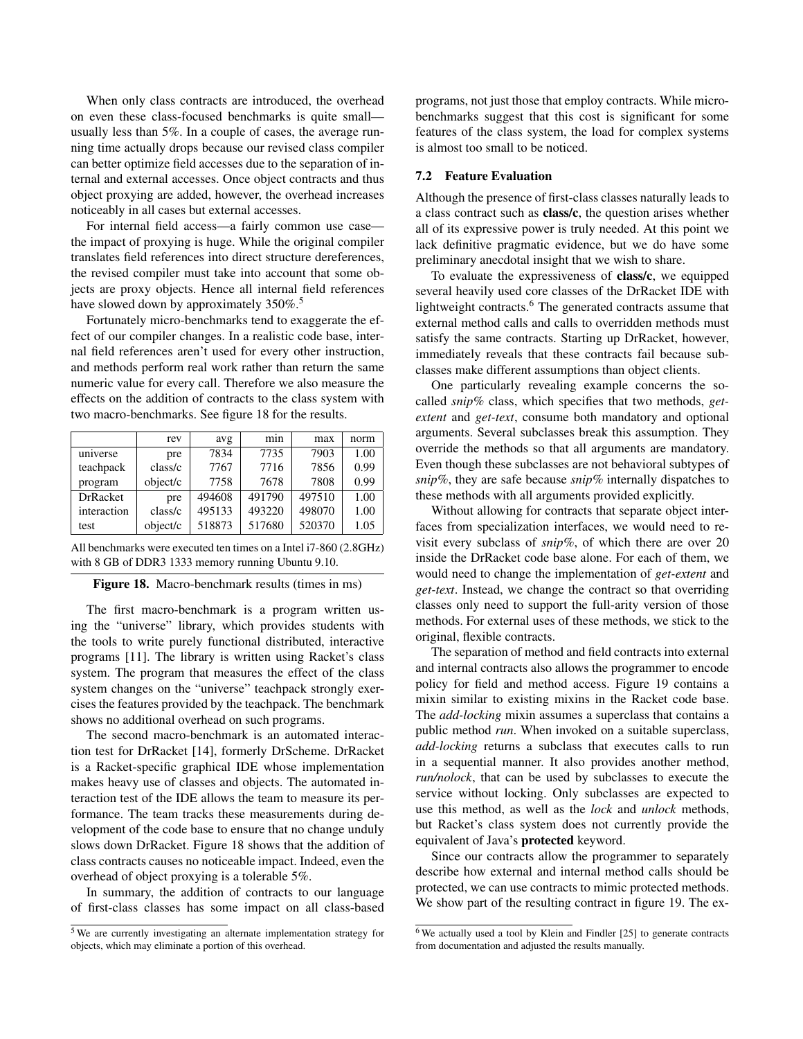When only class contracts are introduced, the overhead on even these class-focused benchmarks is quite small—usually less than 5%. In a couple of cases, the average running time actually drops because our revised class compiler can better optimize field accesses due to the separation of internal and external accesses. Once object contracts and thus object proxying are added, however, the overhead increases noticeably in all cases but external accesses.

For internal field access—a fairly common use case—the impact of proxying is huge. While the original compiler translates field references into direct structure dereferences, the revised compiler must take into account that some objects are proxy objects. Hence all internal field references have slowed down by approximately 350%.[5]

Fortunately micro-benchmarks tend to exaggerate the effect of our compiler changes. In a realistic code base, internal field references aren't used for every other instruction, and methods perform real work rather than return the same numeric value for every call. Therefore we also measure the effects on the addition of contracts to the class system with two macro-benchmarks. See figure 18 for the results.

| | rev | avg | min | max | norm |
|---|---|---|---|---|---|
| universe | pre | 7834 | 7735 | 7903 | 1.00 |
| teachpack | class/c | 7767 | 7716 | 7856 | 0.99 |
| program | object/c | 7758 | 7678 | 7808 | 0.99 |
| DrRacket | pre | 494608 | 491790 | 497510 | 1.00 |
| interaction | class/c | 495133 | 493220 | 498070 | 1.00 |
| test | object/c | 518873 | 517680 | 520370 | 1.05 |

All benchmarks were executed ten times on a Intel i7-860 (2.8GHz) with 8 GB of DDR3 1333 memory running Ubuntu 9.10.

**Figure 18.** Macro-benchmark results (times in ms)

The first macro-benchmark is a program written using the "universe" library, which provides students with the tools to write purely functional distributed, interactive programs [11]. The library is written using Racket's class system. The program that measures the effect of the class system changes on the "universe" teachpack strongly exercises the features provided by the teachpack. The benchmark shows no additional overhead on such programs.

The second macro-benchmark is an automated interaction test for DrRacket [14], formerly DrScheme. DrRacket is a Racket-specific graphical IDE whose implementation makes heavy use of classes and objects. The automated interaction test of the IDE allows the team to measure its performance. The team tracks these measurements during development of the code base to ensure that no change unduly slows down DrRacket. Figure 18 shows that the addition of class contracts causes no noticeable impact. Indeed, even the overhead of object proxying is a tolerable 5%.

In summary, the addition of contracts to our language of first-class classes has some impact on all class-based programs, not just those that employ contracts. While micro-benchmarks suggest that this cost is significant for some features of the class system, the load for complex systems is almost too small to be noticed.

[5] We are currently investigating an alternate implementation strategy for objects, which may eliminate a portion of this overhead.

### 7.2 Feature Evaluation

Although the presence of first-class classes naturally leads to a class contract such as **class/c**, the question arises whether all of its expressive power is truly needed. At this point we lack definitive pragmatic evidence, but we do have some preliminary anecdotal insight that we wish to share.

To evaluate the expressiveness of **class/c**, we equipped several heavily used core classes of the DrRacket IDE with lightweight contracts.[6] The generated contracts assume that external method calls and calls to overridden methods must satisfy the same contracts. Starting up DrRacket, however, immediately reveals that these contracts fail because subclasses make different assumptions than object clients.

One particularly revealing example concerns the so-called *snip%* class, which specifies that two methods, *get-extent* and *get-text*, consume both mandatory and optional arguments. Several subclasses break this assumption. They override the methods so that all arguments are mandatory. Even though these subclasses are not behavioral subtypes of *snip%*, they are safe because *snip%* internally dispatches to these methods with all arguments provided explicitly.

Without allowing for contracts that separate object interfaces from specialization interfaces, we would need to revisit every subclass of *snip%*, of which there are over 20 inside the DrRacket code base alone. For each of them, we would need to change the implementation of *get-extent* and *get-text*. Instead, we change the contract so that overriding classes only need to support the full-arity version of those methods. For external uses of these methods, we stick to the original, flexible contracts.

The separation of method and field contracts into external and internal contracts also allows the programmer to encode policy for field and method access. Figure 19 contains a mixin similar to existing mixins in the Racket code base. The *add-locking* mixin assumes a superclass that contains a public method *run*. When invoked on a suitable superclass, *add-locking* returns a subclass that executes calls to run in a sequential manner. It also provides another method, *run/nolock*, that can be used by subclasses to execute the service without locking. Only subclasses are expected to use this method, as well as the *lock* and *unlock* methods, but Racket's class system does not currently provide the equivalent of Java's **protected** keyword.

Since our contracts allow the programmer to separately describe how external and internal method calls should be protected, we can use contracts to mimic protected methods. We show part of the resulting contract in figure 19. The ex-

[6] We actually used a tool by Klein and Findler [25] to generate contracts from documentation and adjusted the results manually.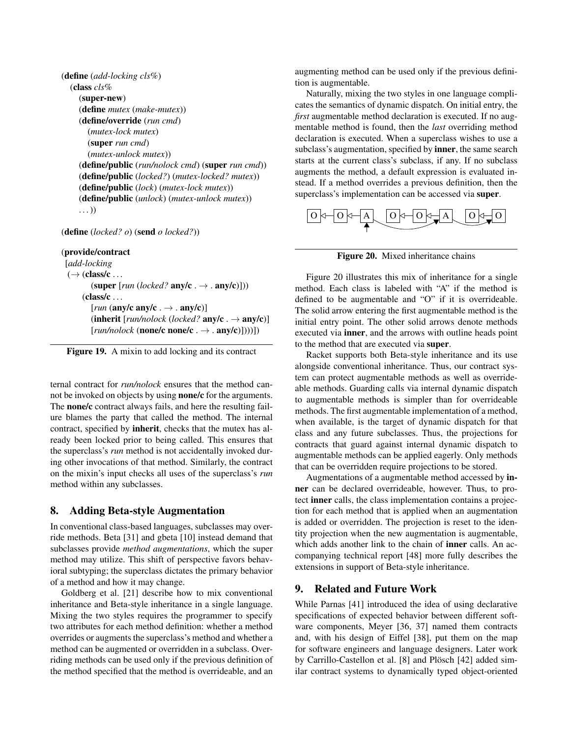```
(define (add-locking cls%)
  (class cls%
    (super-new)
    (define mutex (make-mutex))
    (define/override (run cmd)
      (mutex-lock mutex)
      (super run cmd)
      (mutex-unlock mutex))
    (define/public (run/nolock cmd) (super run cmd))
    (define/public (locked?) (mutex-locked? mutex))
    (define/public (lock) (mutex-lock mutex))
    (define/public (unlock) (mutex-unlock mutex))
    ...))

(define (locked? o) (send o locked?))

(provide/contract
 [add-locking
  (→ (class/c ...
        (super [run (locked? any/c . → . any/c)]))
     (class/c ...
        [run (any/c any/c . → . any/c)]
        (inherit [run/nolock (locked? any/c . → any/c)]
        [run/nolock (none/c none/c . → . any/c)])))])
```

**Figure 19.** A mixin to add locking and its contract

ternal contract for *run/nolock* ensures that the method cannot be invoked on objects by using **none/c** for the arguments. The **none/c** contract always fails, and here the resulting failure blames the party that called the method. The internal contract, specified by **inherit**, checks that the mutex has already been locked prior to being called. This ensures that the superclass's *run* method is not accidentally invoked during other invocations of that method. Similarly, the contract on the mixin's input checks all uses of the superclass's *run* method within any subclasses.

## 8. Adding Beta-style Augmentation

In conventional class-based languages, subclasses may override methods. Beta [31] and gbeta [10] instead demand that subclasses provide *method augmentations*, which the super method may utilize. This shift of perspective favors behavioral subtyping; the superclass dictates the primary behavior of a method and how it may change.

Goldberg et al. [21] describe how to mix conventional inheritance and Beta-style inheritance in a single language. Mixing the two styles requires the programmer to specify two attributes for each method definition: whether a method overrides or augments the superclass's method and whether a method can be augmented or overridden in a subclass. Overriding methods can be used only if the previous definition of the method specified that the method is overrideable, and an augmenting method can be used only if the previous definition is augmentable.

Naturally, mixing the two styles in one language complicates the semantics of dynamic dispatch. On initial entry, the *first* augmentable method declaration is executed. If no augmentable method is found, then the *last* overriding method declaration is executed. When a superclass wishes to use a subclass's augmentation, specified by **inner**, the same search starts at the current class's subclass, if any. If no subclass augments the method, a default expression is evaluated instead. If a method overrides a previous definition, then the superclass's implementation can be accessed via **super**.

**Figure 20.** Mixed inheritance chains

Figure 20 illustrates this mix of inheritance for a single method. Each class is labeled with "A" if the method is defined to be augmentable and "O" if it is overrideable. The solid arrow entering the first augmentable method is the initial entry point. The other solid arrows denote methods executed via **inner**, and the arrows with outline heads point to the method that are executed via **super**.

Racket supports both Beta-style inheritance and its use alongside conventional inheritance. Thus, our contract system can protect augmentable methods as well as overrideable methods. Guarding calls via internal dynamic dispatch to augmentable methods is simpler than for overrideable methods. The first augmentable implementation of a method, when available, is the target of dynamic dispatch for that class and any future subclasses. Thus, the projections for contracts that guard against internal dynamic dispatch to augmentable methods can be applied eagerly. Only methods that can be overridden require projections to be stored.

Augmentations of a augmentable method accessed by **inner** can be declared overrideable, however. Thus, to protect **inner** calls, the class implementation contains a projection for each method that is applied when an augmentation is added or overridden. The projection is reset to the identity projection when the new augmentation is augmentable, which adds another link to the chain of **inner** calls. An accompanying technical report [48] more fully describes the extensions in support of Beta-style inheritance.

## 9. Related and Future Work

While Parnas [41] introduced the idea of using declarative specifications of expected behavior between different software components, Meyer [36, 37] named them contracts and, with his design of Eiffel [38], put them on the map for software engineers and language designers. Later work by Carrillo-Castellon et al. [8] and Plösch [42] added similar contract systems to dynamically typed object-oriented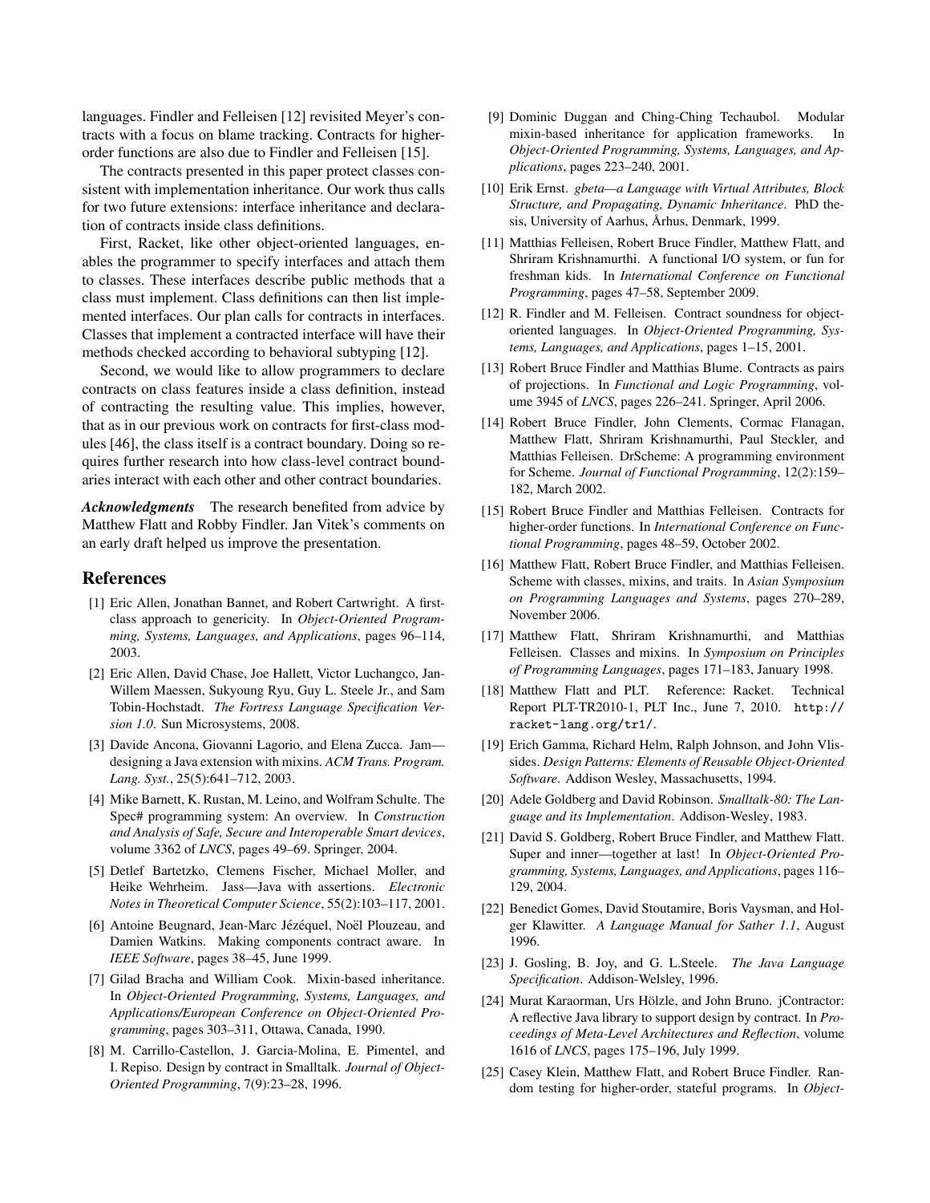languages. Findler and Felleisen [12] revisited Meyer's contracts with a focus on blame tracking. Contracts for higher-order functions are also due to Findler and Felleisen [15].

The contracts presented in this paper protect classes consistent with implementation inheritance. Our work thus calls for two future extensions: interface inheritance and declaration of contracts inside class definitions.

First, Racket, like other object-oriented languages, enables the programmer to specify interfaces and attach them to classes. These interfaces describe public methods that a class must implement. Class definitions can then list implemented interfaces. Our plan calls for contracts in interfaces. Classes that implement a contracted interface will have their methods checked according to behavioral subtyping [12].

Second, we would like to allow programmers to declare contracts on class features inside a class definition, instead of contracting the resulting value. This implies, however, that as in our previous work on contracts for first-class modules [46], the class itself is a contract boundary. Doing so requires further research into how class-level contract boundaries interact with each other and other contract boundaries.

***Acknowledgments*** The research benefited from advice by Matthew Flatt and Robby Findler. Jan Vitek's comments on an early draft helped us improve the presentation.

## References

[1] Eric Allen, Jonathan Bannet, and Robert Cartwright. A first-class approach to genericity. In *Object-Oriented Programming, Systems, Languages, and Applications*, pages 96–114, 2003.

[2] Eric Allen, David Chase, Joe Hallett, Victor Luchangco, Jan-Willem Maessen, Sukyoung Ryu, Guy L. Steele Jr., and Sam Tobin-Hochstadt. *The Fortress Language Specification Version 1.0*. Sun Microsystems, 2008.

[3] Davide Ancona, Giovanni Lagorio, and Elena Zucca. Jam—designing a Java extension with mixins. *ACM Trans. Program. Lang. Syst.*, 25(5):641–712, 2003.

[4] Mike Barnett, K. Rustan, M. Leino, and Wolfram Schulte. The Spec# programming system: An overview. In *Construction and Analysis of Safe, Secure and Interoperable Smart devices*, volume 3362 of *LNCS*, pages 49–69. Springer, 2004.

[5] Detlef Bartetzko, Clemens Fischer, Michael Moller, and Heike Wehrheim. Jass—Java with assertions. *Electronic Notes in Theoretical Computer Science*, 55(2):103–117, 2001.

[6] Antoine Beugnard, Jean-Marc Jézéquel, Noël Plouzeau, and Damien Watkins. Making components contract aware. In *IEEE Software*, pages 38–45, June 1999.

[7] Gilad Bracha and William Cook. Mixin-based inheritance. In *Object-Oriented Programming, Systems, Languages, and Applications/European Conference on Object-Oriented Programming*, pages 303–311, Ottawa, Canada, 1990.

[8] M. Carrillo-Castellon, J. Garcia-Molina, E. Pimentel, and I. Repiso. Design by contract in Smalltalk. *Journal of Object-Oriented Programming*, 7(9):23–28, 1996.

[9] Dominic Duggan and Ching-Ching Techaubol. Modular mixin-based inheritance for application frameworks. In *Object-Oriented Programming, Systems, Languages, and Applications*, pages 223–240, 2001.

[10] Erik Ernst. *gbeta—a Language with Virtual Attributes, Block Structure, and Propagating, Dynamic Inheritance*. PhD thesis, University of Aarhus, Århus, Denmark, 1999.

[11] Matthias Felleisen, Robert Bruce Findler, Matthew Flatt, and Shriram Krishnamurthi. A functional I/O system, or fun for freshman kids. In *International Conference on Functional Programming*, pages 47–58, September 2009.

[12] R. Findler and M. Felleisen. Contract soundness for object-oriented languages. In *Object-Oriented Programming, Systems, Languages, and Applications*, pages 1–15, 2001.

[13] Robert Bruce Findler and Matthias Blume. Contracts as pairs of projections. In *Functional and Logic Programming*, volume 3945 of *LNCS*, pages 226–241. Springer, April 2006.

[14] Robert Bruce Findler, John Clements, Cormac Flanagan, Matthew Flatt, Shriram Krishnamurthi, Paul Steckler, and Matthias Felleisen. DrScheme: A programming environment for Scheme. *Journal of Functional Programming*, 12(2):159–182, March 2002.

[15] Robert Bruce Findler and Matthias Felleisen. Contracts for higher-order functions. In *International Conference on Functional Programming*, pages 48–59, October 2002.

[16] Matthew Flatt, Robert Bruce Findler, and Matthias Felleisen. Scheme with classes, mixins, and traits. In *Asian Symposium on Programming Languages and Systems*, pages 270–289, November 2006.

[17] Matthew Flatt, Shriram Krishnamurthi, and Matthias Felleisen. Classes and mixins. In *Symposium on Principles of Programming Languages*, pages 171–183, January 1998.

[18] Matthew Flatt and PLT. Reference: Racket. Technical Report PLT-TR2010-1, PLT Inc., June 7, 2010. `http://racket-lang.org/tr1/`.

[19] Erich Gamma, Richard Helm, Ralph Johnson, and John Vlissides. *Design Patterns: Elements of Reusable Object-Oriented Software*. Addison Wesley, Massachusetts, 1994.

[20] Adele Goldberg and David Robinson. *Smalltalk-80: The Language and its Implementation*. Addison-Wesley, 1983.

[21] David S. Goldberg, Robert Bruce Findler, and Matthew Flatt. Super and inner—together at last! In *Object-Oriented Programming, Systems, Languages, and Applications*, pages 116–129, 2004.

[22] Benedict Gomes, David Stoutamire, Boris Vaysman, and Holger Klawitter. *A Language Manual for Sather 1.1*, August 1996.

[23] J. Gosling, B. Joy, and G. L.Steele. *The Java Language Specification*. Addison-Welsley, 1996.

[24] Murat Karaorman, Urs Hölzle, and John Bruno. jContractor: A reflective Java library to support design by contract. In *Proceedings of Meta-Level Architectures and Reflection*, volume 1616 of *LNCS*, pages 175–196, July 1999.

[25] Casey Klein, Matthew Flatt, and Robert Bruce Findler. Random testing for higher-order, stateful programs. In *Object-*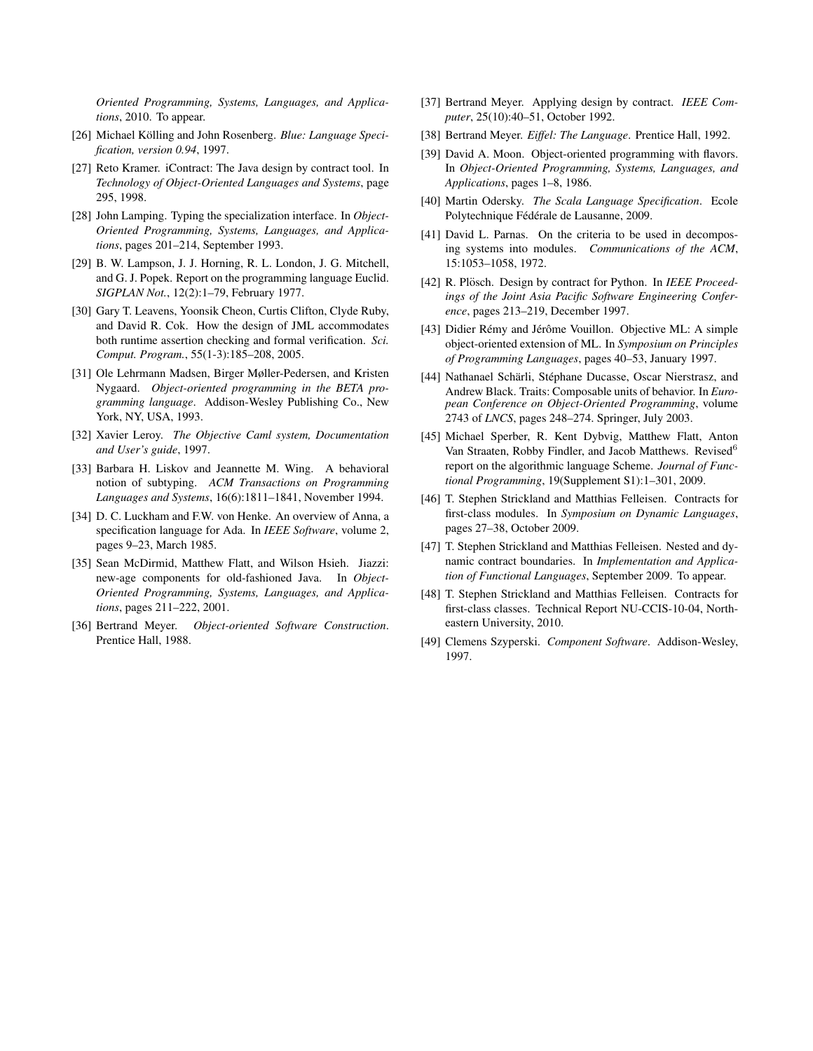*Oriented Programming, Systems, Languages, and Applications*, 2010. To appear.

[26] Michael Kölling and John Rosenberg. *Blue: Language Specification, version 0.94*, 1997.

[27] Reto Kramer. iContract: The Java design by contract tool. In *Technology of Object-Oriented Languages and Systems*, page 295, 1998.

[28] John Lamping. Typing the specialization interface. In *Object-Oriented Programming, Systems, Languages, and Applications*, pages 201–214, September 1993.

[29] B. W. Lampson, J. J. Horning, R. L. London, J. G. Mitchell, and G. J. Popek. Report on the programming language Euclid. *SIGPLAN Not.*, 12(2):1–79, February 1977.

[30] Gary T. Leavens, Yoonsik Cheon, Curtis Clifton, Clyde Ruby, and David R. Cok. How the design of JML accommodates both runtime assertion checking and formal verification. *Sci. Comput. Program.*, 55(1-3):185–208, 2005.

[31] Ole Lehrmann Madsen, Birger Møller-Pedersen, and Kristen Nygaard. *Object-oriented programming in the BETA programming language*. Addison-Wesley Publishing Co., New York, NY, USA, 1993.

[32] Xavier Leroy. *The Objective Caml system, Documentation and User's guide*, 1997.

[33] Barbara H. Liskov and Jeannette M. Wing. A behavioral notion of subtyping. *ACM Transactions on Programming Languages and Systems*, 16(6):1811–1841, November 1994.

[34] D. C. Luckham and F.W. von Henke. An overview of Anna, a specification language for Ada. In *IEEE Software*, volume 2, pages 9–23, March 1985.

[35] Sean McDirmid, Matthew Flatt, and Wilson Hsieh. Jiazzi: new-age components for old-fashioned Java. In *Object-Oriented Programming, Systems, Languages, and Applications*, pages 211–222, 2001.

[36] Bertrand Meyer. *Object-oriented Software Construction*. Prentice Hall, 1988.

[37] Bertrand Meyer. Applying design by contract. *IEEE Computer*, 25(10):40–51, October 1992.

[38] Bertrand Meyer. *Eiffel: The Language*. Prentice Hall, 1992.

[39] David A. Moon. Object-oriented programming with flavors. In *Object-Oriented Programming, Systems, Languages, and Applications*, pages 1–8, 1986.

[40] Martin Odersky. *The Scala Language Specification*. Ecole Polytechnique Fédérale de Lausanne, 2009.

[41] David L. Parnas. On the criteria to be used in decomposing systems into modules. *Communications of the ACM*, 15:1053–1058, 1972.

[42] R. Plösch. Design by contract for Python. In *IEEE Proceedings of the Joint Asia Pacific Software Engineering Conference*, pages 213–219, December 1997.

[43] Didier Rémy and Jérôme Vouillon. Objective ML: A simple object-oriented extension of ML. In *Symposium on Principles of Programming Languages*, pages 40–53, January 1997.

[44] Nathanael Schärli, Stéphane Ducasse, Oscar Nierstrasz, and Andrew Black. Traits: Composable units of behavior. In *European Conference on Object-Oriented Programming*, volume 2743 of *LNCS*, pages 248–274. Springer, July 2003.

[45] Michael Sperber, R. Kent Dybvig, Matthew Flatt, Anton Van Straaten, Robby Findler, and Jacob Matthews. Revised$^6$ report on the algorithmic language Scheme. *Journal of Functional Programming*, 19(Supplement S1):1–301, 2009.

[46] T. Stephen Strickland and Matthias Felleisen. Contracts for first-class modules. In *Symposium on Dynamic Languages*, pages 27–38, October 2009.

[47] T. Stephen Strickland and Matthias Felleisen. Nested and dynamic contract boundaries. In *Implementation and Application of Functional Languages*, September 2009. To appear.

[48] T. Stephen Strickland and Matthias Felleisen. Contracts for first-class classes. Technical Report NU-CCIS-10-04, Northeastern University, 2010.

[49] Clemens Szyperski. *Component Software*. Addison-Wesley, 1997.